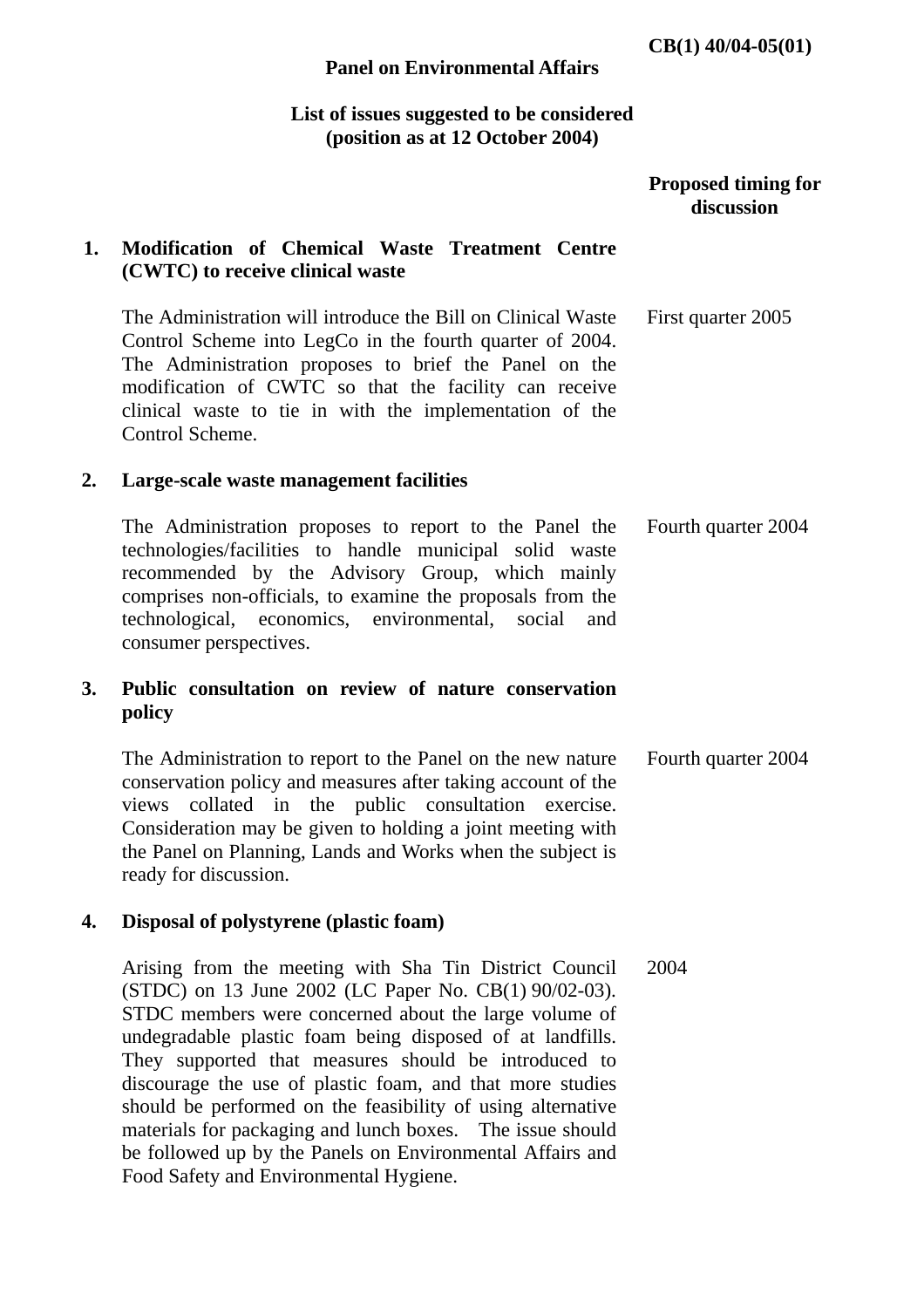CB(1) 40/04-05(01)

**Panel on Environmental Affairs**

**List of issues suggested to be considered**
**(position as at 12 October 2004)**

| | | **Proposed timing for discussion** |
|---|---|---|
| **1.** | **Modification of Chemical Waste Treatment Centre (CWTC) to receive clinical waste** | |
| | The Administration will introduce the Bill on Clinical Waste Control Scheme into LegCo in the fourth quarter of 2004. The Administration proposes to brief the Panel on the modification of CWTC so that the facility can receive clinical waste to tie in with the implementation of the Control Scheme. | First quarter 2005 |
| **2.** | **Large-scale waste management facilities** | |
| | The Administration proposes to report to the Panel the technologies/facilities to handle municipal solid waste recommended by the Advisory Group, which mainly comprises non-officials, to examine the proposals from the technological, economics, environmental, social and consumer perspectives. | Fourth quarter 2004 |
| **3.** | **Public consultation on review of nature conservation policy** | |
| | The Administration to report to the Panel on the new nature conservation policy and measures after taking account of the views collated in the public consultation exercise. Consideration may be given to holding a joint meeting with the Panel on Planning, Lands and Works when the subject is ready for discussion. | Fourth quarter 2004 |
| **4.** | **Disposal of polystyrene (plastic foam)** | |
| | Arising from the meeting with Sha Tin District Council (STDC) on 13 June 2002 (LC Paper No. CB(1) 90/02-03). STDC members were concerned about the large volume of undegradable plastic foam being disposed of at landfills. They supported that measures should be introduced to discourage the use of plastic foam, and that more studies should be performed on the feasibility of using alternative materials for packaging and lunch boxes. The issue should be followed up by the Panels on Environmental Affairs and Food Safety and Environmental Hygiene. | 2004 |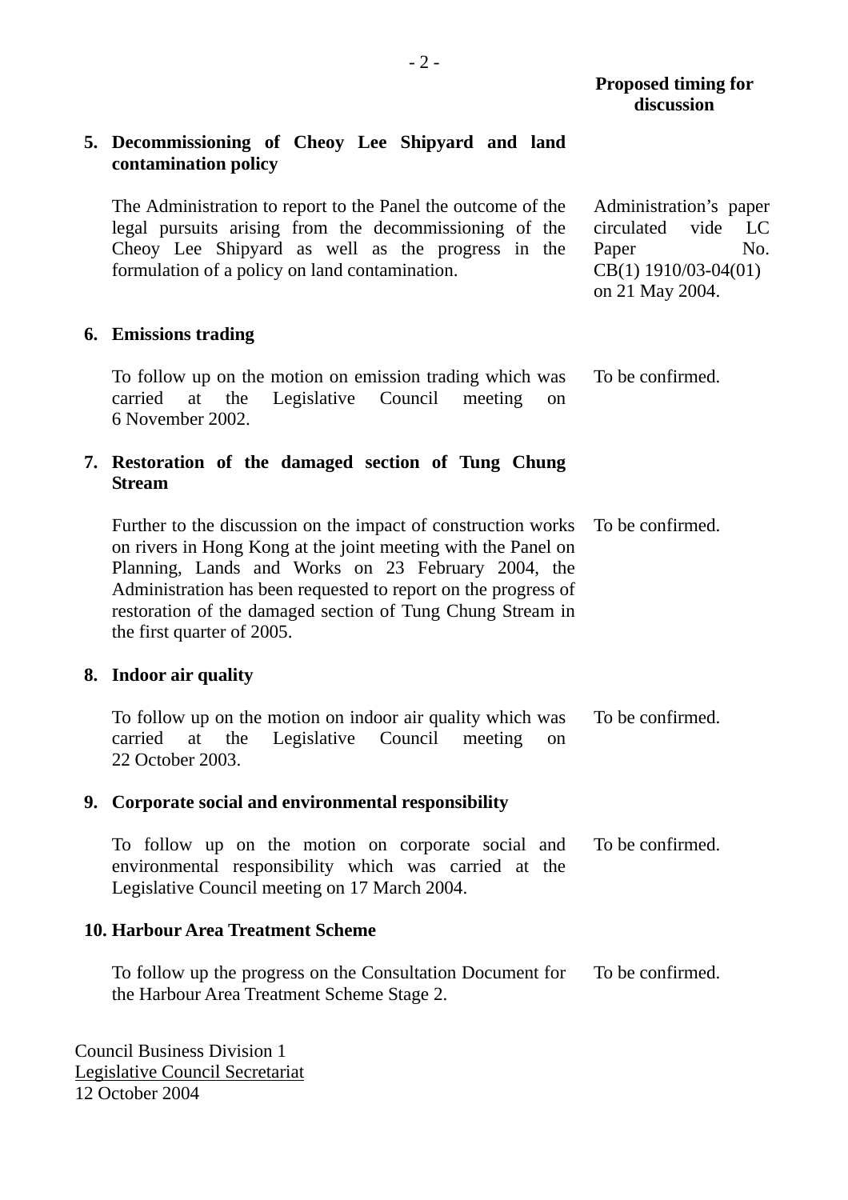**Proposed timing for discussion**

**5. Decommissioning of Cheoy Lee Shipyard and land contamination policy**

The Administration to report to the Panel the outcome of the legal pursuits arising from the decommissioning of the Cheoy Lee Shipyard as well as the progress in the formulation of a policy on land contamination.

Administration's paper circulated vide LC Paper No. CB(1) 1910/03-04(01) on 21 May 2004.

**6. Emissions trading**

To follow up on the motion on emission trading which was carried at the Legislative Council meeting on 6 November 2002.

To be confirmed.

**7. Restoration of the damaged section of Tung Chung Stream**

Further to the discussion on the impact of construction works on rivers in Hong Kong at the joint meeting with the Panel on Planning, Lands and Works on 23 February 2004, the Administration has been requested to report on the progress of restoration of the damaged section of Tung Chung Stream in the first quarter of 2005.

To be confirmed.

**8. Indoor air quality**

To follow up on the motion on indoor air quality which was carried at the Legislative Council meeting on 22 October 2003.

To be confirmed.

**9. Corporate social and environmental responsibility**

To follow up on the motion on corporate social and environmental responsibility which was carried at the Legislative Council meeting on 17 March 2004.

To be confirmed.

**10. Harbour Area Treatment Scheme**

To follow up the progress on the Consultation Document for the Harbour Area Treatment Scheme Stage 2.

To be confirmed.

Council Business Division 1
Legislative Council Secretariat
12 October 2004